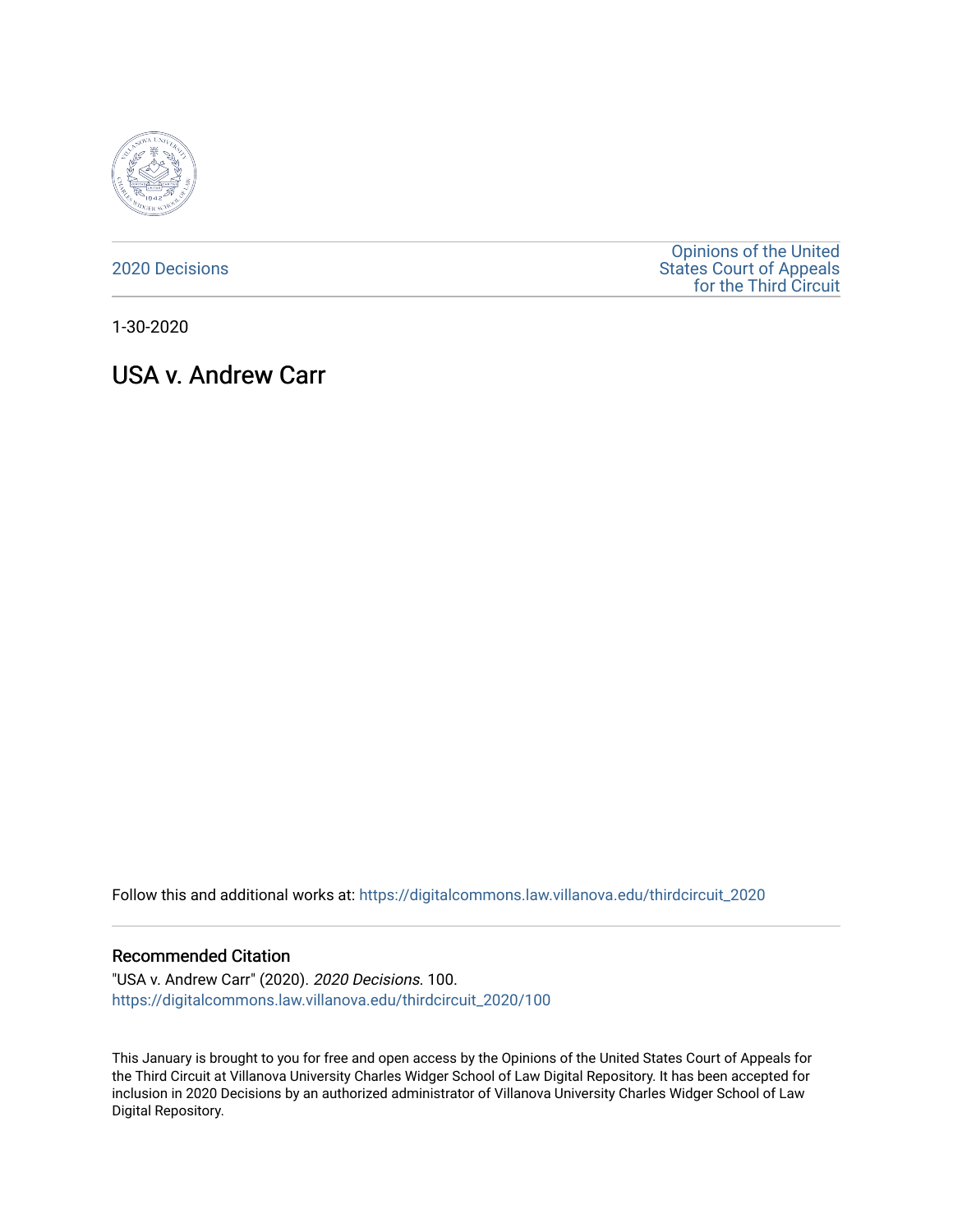2020 Decisions

Opinions of the United States Court of Appeals for the Third Circuit

1-30-2020

# USA v. Andrew Carr

Follow this and additional works at: https://digitalcommons.law.villanova.edu/thirdcircuit_2020

## Recommended Citation

"USA v. Andrew Carr" (2020). *2020 Decisions*. 100.
https://digitalcommons.law.villanova.edu/thirdcircuit_2020/100

This January is brought to you for free and open access by the Opinions of the United States Court of Appeals for the Third Circuit at Villanova University Charles Widger School of Law Digital Repository. It has been accepted for inclusion in 2020 Decisions by an authorized administrator of Villanova University Charles Widger School of Law Digital Repository.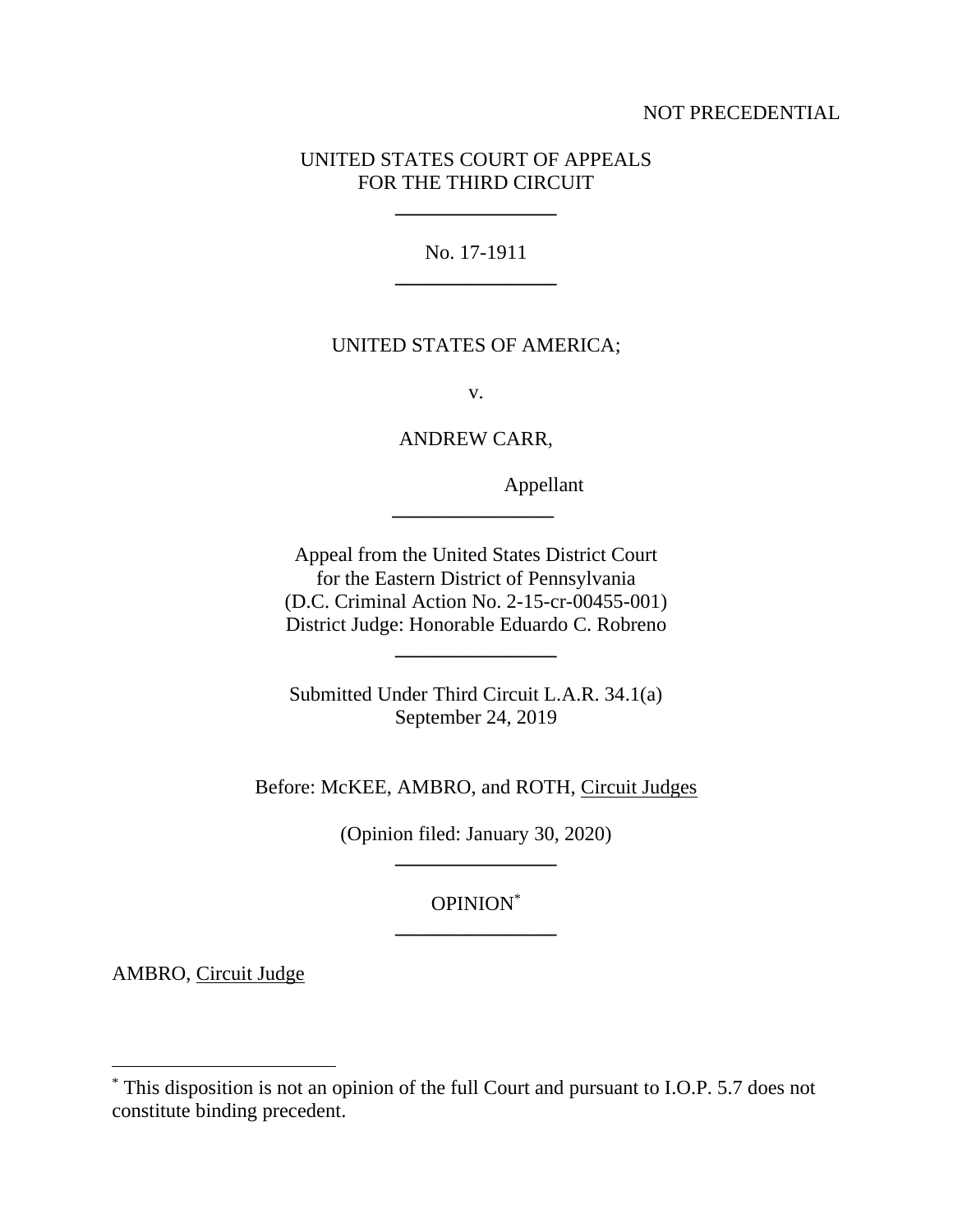NOT PRECEDENTIAL

UNITED STATES COURT OF APPEALS
FOR THE THIRD CIRCUIT

---

No. 17-1911

---

UNITED STATES OF AMERICA;

v.

ANDREW CARR,

Appellant

---

Appeal from the United States District Court
for the Eastern District of Pennsylvania
(D.C. Criminal Action No. 2-15-cr-00455-001)
District Judge: Honorable Eduardo C. Robreno

---

Submitted Under Third Circuit L.A.R. 34.1(a)
September 24, 2019

Before: McKEE, AMBRO, and ROTH, Circuit Judges

(Opinion filed: January 30, 2020)

---

OPINION[*]

---

AMBRO, Circuit Judge

[*] This disposition is not an opinion of the full Court and pursuant to I.O.P. 5.7 does not constitute binding precedent.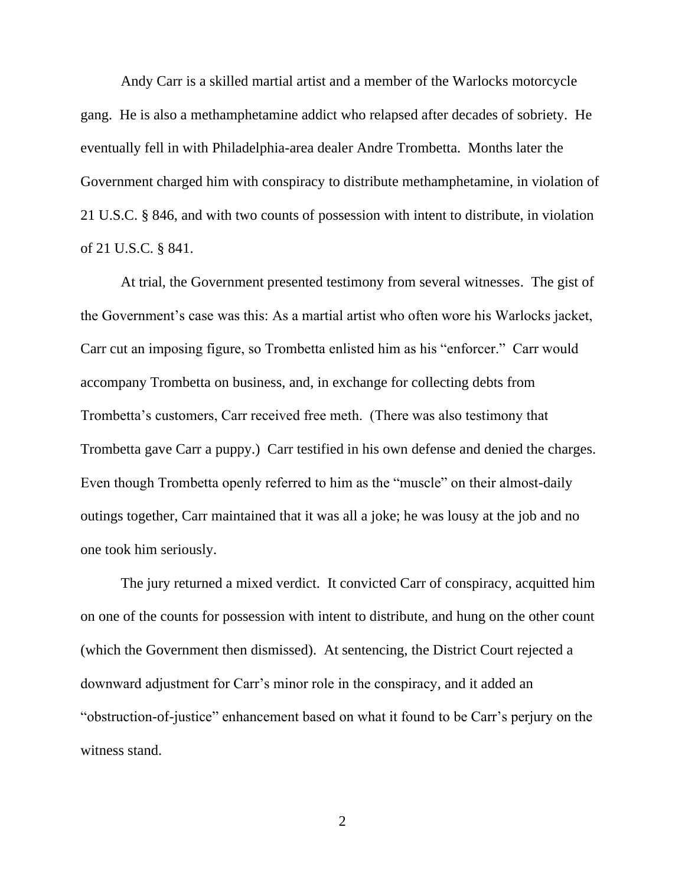Andy Carr is a skilled martial artist and a member of the Warlocks motorcycle gang. He is also a methamphetamine addict who relapsed after decades of sobriety. He eventually fell in with Philadelphia-area dealer Andre Trombetta. Months later the Government charged him with conspiracy to distribute methamphetamine, in violation of 21 U.S.C. § 846, and with two counts of possession with intent to distribute, in violation of 21 U.S.C. § 841.

At trial, the Government presented testimony from several witnesses. The gist of the Government's case was this: As a martial artist who often wore his Warlocks jacket, Carr cut an imposing figure, so Trombetta enlisted him as his "enforcer." Carr would accompany Trombetta on business, and, in exchange for collecting debts from Trombetta's customers, Carr received free meth. (There was also testimony that Trombetta gave Carr a puppy.) Carr testified in his own defense and denied the charges. Even though Trombetta openly referred to him as the "muscle" on their almost-daily outings together, Carr maintained that it was all a joke; he was lousy at the job and no one took him seriously.

The jury returned a mixed verdict. It convicted Carr of conspiracy, acquitted him on one of the counts for possession with intent to distribute, and hung on the other count (which the Government then dismissed). At sentencing, the District Court rejected a downward adjustment for Carr's minor role in the conspiracy, and it added an "obstruction-of-justice" enhancement based on what it found to be Carr's perjury on the witness stand.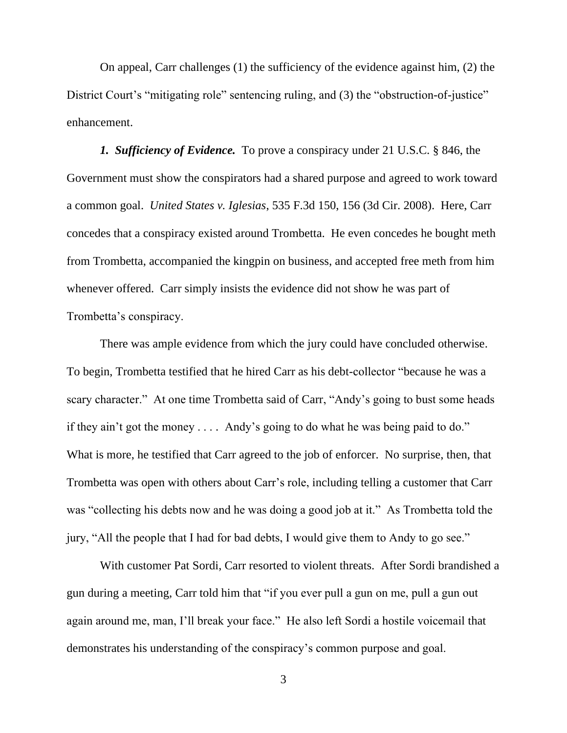On appeal, Carr challenges (1) the sufficiency of the evidence against him, (2) the District Court's "mitigating role" sentencing ruling, and (3) the "obstruction-of-justice" enhancement.

***1. Sufficiency of Evidence.*** To prove a conspiracy under 21 U.S.C. § 846, the Government must show the conspirators had a shared purpose and agreed to work toward a common goal. *United States v. Iglesias*, 535 F.3d 150, 156 (3d Cir. 2008). Here, Carr concedes that a conspiracy existed around Trombetta. He even concedes he bought meth from Trombetta, accompanied the kingpin on business, and accepted free meth from him whenever offered. Carr simply insists the evidence did not show he was part of Trombetta's conspiracy.

There was ample evidence from which the jury could have concluded otherwise. To begin, Trombetta testified that he hired Carr as his debt-collector "because he was a scary character." At one time Trombetta said of Carr, "Andy's going to bust some heads if they ain't got the money . . . . Andy's going to do what he was being paid to do." What is more, he testified that Carr agreed to the job of enforcer. No surprise, then, that Trombetta was open with others about Carr's role, including telling a customer that Carr was "collecting his debts now and he was doing a good job at it." As Trombetta told the jury, "All the people that I had for bad debts, I would give them to Andy to go see."

With customer Pat Sordi, Carr resorted to violent threats. After Sordi brandished a gun during a meeting, Carr told him that "if you ever pull a gun on me, pull a gun out again around me, man, I'll break your face." He also left Sordi a hostile voicemail that demonstrates his understanding of the conspiracy's common purpose and goal.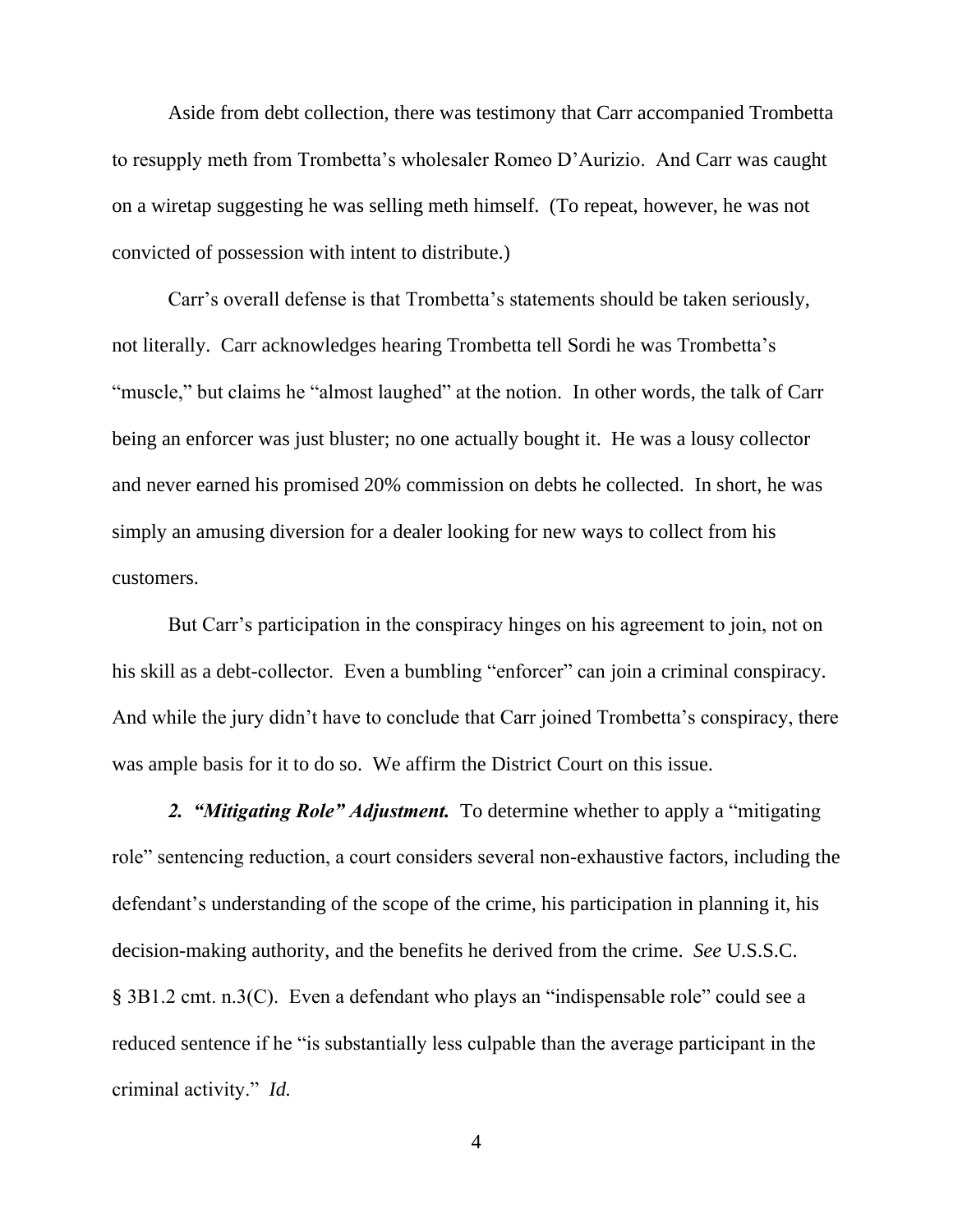Aside from debt collection, there was testimony that Carr accompanied Trombetta to resupply meth from Trombetta's wholesaler Romeo D'Aurizio. And Carr was caught on a wiretap suggesting he was selling meth himself. (To repeat, however, he was not convicted of possession with intent to distribute.)

Carr's overall defense is that Trombetta's statements should be taken seriously, not literally. Carr acknowledges hearing Trombetta tell Sordi he was Trombetta's "muscle," but claims he "almost laughed" at the notion. In other words, the talk of Carr being an enforcer was just bluster; no one actually bought it. He was a lousy collector and never earned his promised 20% commission on debts he collected. In short, he was simply an amusing diversion for a dealer looking for new ways to collect from his customers.

But Carr's participation in the conspiracy hinges on his agreement to join, not on his skill as a debt-collector. Even a bumbling "enforcer" can join a criminal conspiracy. And while the jury didn't have to conclude that Carr joined Trombetta's conspiracy, there was ample basis for it to do so. We affirm the District Court on this issue.

***2. "Mitigating Role" Adjustment.*** To determine whether to apply a "mitigating role" sentencing reduction, a court considers several non-exhaustive factors, including the defendant's understanding of the scope of the crime, his participation in planning it, his decision-making authority, and the benefits he derived from the crime. *See* U.S.S.C. § 3B1.2 cmt. n.3(C). Even a defendant who plays an "indispensable role" could see a reduced sentence if he "is substantially less culpable than the average participant in the criminal activity." *Id.*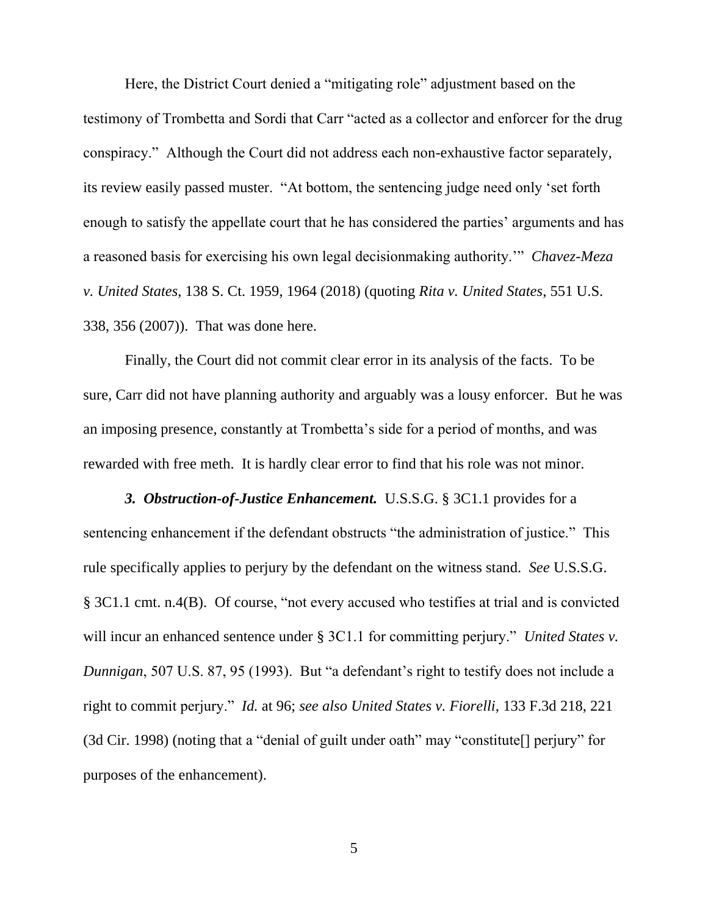Here, the District Court denied a "mitigating role" adjustment based on the testimony of Trombetta and Sordi that Carr "acted as a collector and enforcer for the drug conspiracy." Although the Court did not address each non-exhaustive factor separately, its review easily passed muster. "At bottom, the sentencing judge need only 'set forth enough to satisfy the appellate court that he has considered the parties' arguments and has a reasoned basis for exercising his own legal decisionmaking authority.'" *Chavez-Meza v. United States*, 138 S. Ct. 1959, 1964 (2018) (quoting *Rita v. United States*, 551 U.S. 338, 356 (2007)). That was done here.

Finally, the Court did not commit clear error in its analysis of the facts. To be sure, Carr did not have planning authority and arguably was a lousy enforcer. But he was an imposing presence, constantly at Trombetta's side for a period of months, and was rewarded with free meth. It is hardly clear error to find that his role was not minor.

***3. Obstruction-of-Justice Enhancement.*** U.S.S.G. § 3C1.1 provides for a sentencing enhancement if the defendant obstructs "the administration of justice." This rule specifically applies to perjury by the defendant on the witness stand. *See* U.S.S.G. § 3C1.1 cmt. n.4(B). Of course, "not every accused who testifies at trial and is convicted will incur an enhanced sentence under § 3C1.1 for committing perjury." *United States v. Dunnigan*, 507 U.S. 87, 95 (1993). But "a defendant's right to testify does not include a right to commit perjury." *Id.* at 96; *see also United States v. Fiorelli*, 133 F.3d 218, 221 (3d Cir. 1998) (noting that a "denial of guilt under oath" may "constitute[] perjury" for purposes of the enhancement).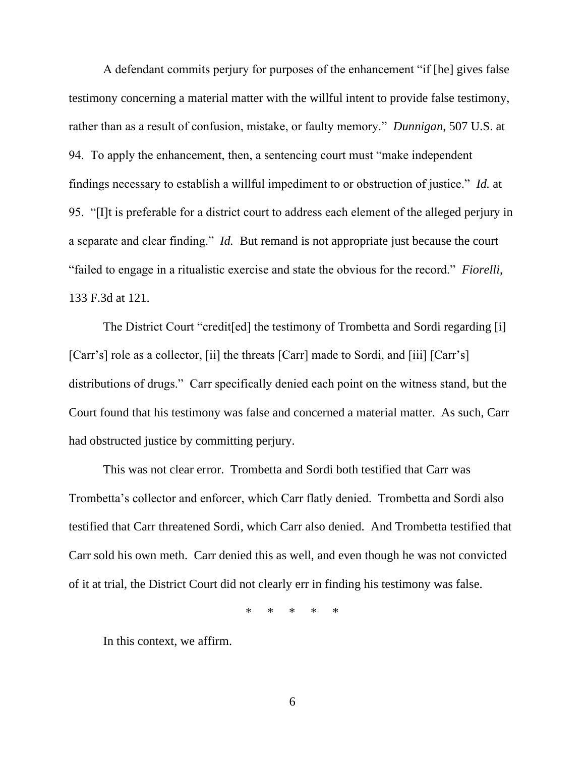A defendant commits perjury for purposes of the enhancement "if [he] gives false testimony concerning a material matter with the willful intent to provide false testimony, rather than as a result of confusion, mistake, or faulty memory." *Dunnigan*, 507 U.S. at 94. To apply the enhancement, then, a sentencing court must "make independent findings necessary to establish a willful impediment to or obstruction of justice." *Id.* at 95. "[I]t is preferable for a district court to address each element of the alleged perjury in a separate and clear finding." *Id.* But remand is not appropriate just because the court "failed to engage in a ritualistic exercise and state the obvious for the record." *Fiorelli*, 133 F.3d at 121.

The District Court "credit[ed] the testimony of Trombetta and Sordi regarding [i] [Carr's] role as a collector, [ii] the threats [Carr] made to Sordi, and [iii] [Carr's] distributions of drugs." Carr specifically denied each point on the witness stand, but the Court found that his testimony was false and concerned a material matter. As such, Carr had obstructed justice by committing perjury.

This was not clear error. Trombetta and Sordi both testified that Carr was Trombetta's collector and enforcer, which Carr flatly denied. Trombetta and Sordi also testified that Carr threatened Sordi, which Carr also denied. And Trombetta testified that Carr sold his own meth. Carr denied this as well, and even though he was not convicted of it at trial, the District Court did not clearly err in finding his testimony was false.

\* \* \* \* \*

In this context, we affirm.